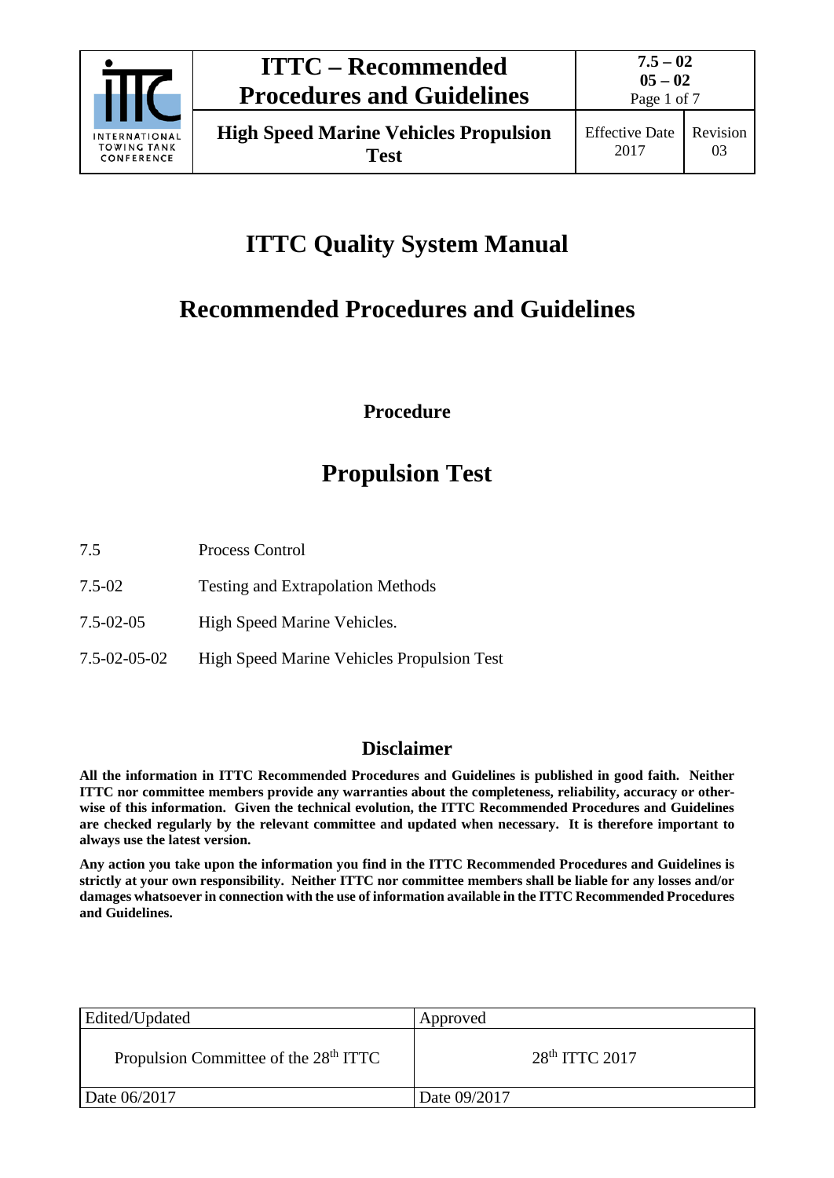# ITTC Quality System Manual

## Recommended Procedures and Guidelines

**Procedure**

# Propulsion Test

| | |
|---|---|
| 7.5 | Process Control |
| 7.5-02 | Testing and Extrapolation Methods |
| 7.5-02-05 | High Speed Marine Vehicles. |
| 7.5-02-05-02 | High Speed Marine Vehicles Propulsion Test |

## Disclaimer

**All the information in ITTC Recommended Procedures and Guidelines is published in good faith. Neither ITTC nor committee members provide any warranties about the completeness, reliability, accuracy or otherwise of this information. Given the technical evolution, the ITTC Recommended Procedures and Guidelines are checked regularly by the relevant committee and updated when necessary. It is therefore important to always use the latest version.**

**Any action you take upon the information you find in the ITTC Recommended Procedures and Guidelines is strictly at your own responsibility. Neither ITTC nor committee members shall be liable for any losses and/or damages whatsoever in connection with the use of information available in the ITTC Recommended Procedures and Guidelines.**

| Edited/Updated | Approved |
|---|---|
| Propulsion Committee of the 28th ITTC | 28th ITTC 2017 |
| Date 06/2017 | Date 09/2017 |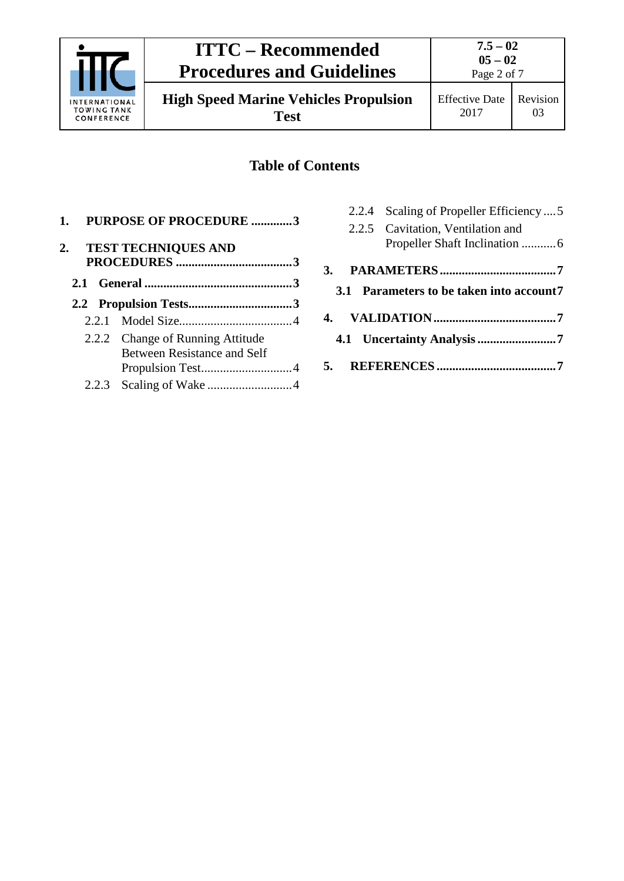## Table of Contents

**1. PURPOSE OF PROCEDURE .............3**

**2. TEST TECHNIQUES AND PROCEDURES .....................................3**

**2.1 General ...............................................3**

**2.2 Propulsion Tests.................................3**

2.2.1 Model Size....................................4

2.2.2 Change of Running Attitude Between Resistance and Self Propulsion Test.............................4

2.2.3 Scaling of Wake ...........................4

2.2.4 Scaling of Propeller Efficiency ....5

2.2.5 Cavitation, Ventilation and Propeller Shaft Inclination ...........6

**3. PARAMETERS.....................................7**

**3.1 Parameters to be taken into account7**

**4. VALIDATION.......................................7**

**4.1 Uncertainty Analysis .........................7**

**5. REFERENCES......................................7**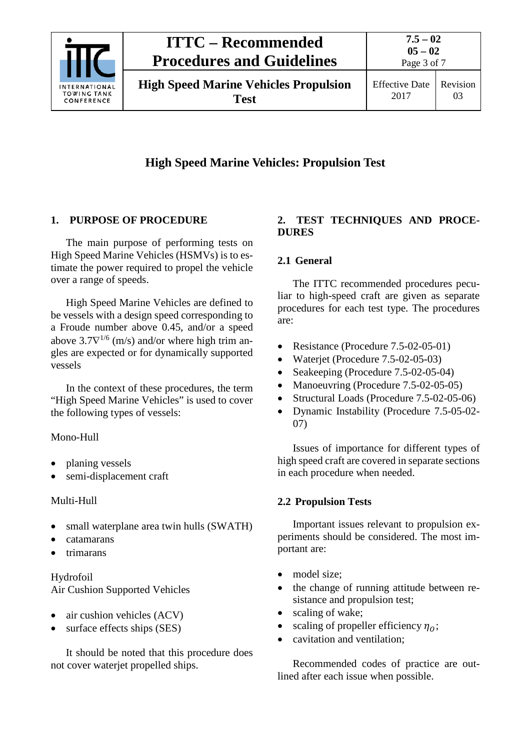# High Speed Marine Vehicles: Propulsion Test

## 1. PURPOSE OF PROCEDURE

The main purpose of performing tests on High Speed Marine Vehicles (HSMVs) is to estimate the power required to propel the vehicle over a range of speeds.

High Speed Marine Vehicles are defined to be vessels with a design speed corresponding to a Froude number above 0.45, and/or a speed above $3.7\nabla^{1/6}$ (m/s) and/or where high trim angles are expected or for dynamically supported vessels

In the context of these procedures, the term "High Speed Marine Vehicles" is used to cover the following types of vessels:

Mono-Hull

- planing vessels
- semi-displacement craft

Multi-Hull

- small waterplane area twin hulls (SWATH)
- catamarans
- trimarans

Hydrofoil

Air Cushion Supported Vehicles

- air cushion vehicles (ACV)
- surface effects ships (SES)

It should be noted that this procedure does not cover waterjet propelled ships.

## 2. TEST TECHNIQUES AND PROCEDURES

### 2.1 General

The ITTC recommended procedures peculiar to high-speed craft are given as separate procedures for each test type. The procedures are:

- Resistance (Procedure 7.5-02-05-01)
- Waterjet (Procedure 7.5-02-05-03)
- Seakeeping (Procedure 7.5-02-05-04)
- Manoeuvring (Procedure 7.5-02-05-05)
- Structural Loads (Procedure 7.5-02-05-06)
- Dynamic Instability (Procedure 7.5-05-02-07)

Issues of importance for different types of high speed craft are covered in separate sections in each procedure when needed.

### 2.2 Propulsion Tests

Important issues relevant to propulsion experiments should be considered. The most important are:

- model size;
- the change of running attitude between resistance and propulsion test;
- scaling of wake;
- scaling of propeller efficiency $\eta_O$;
- cavitation and ventilation;

Recommended codes of practice are outlined after each issue when possible.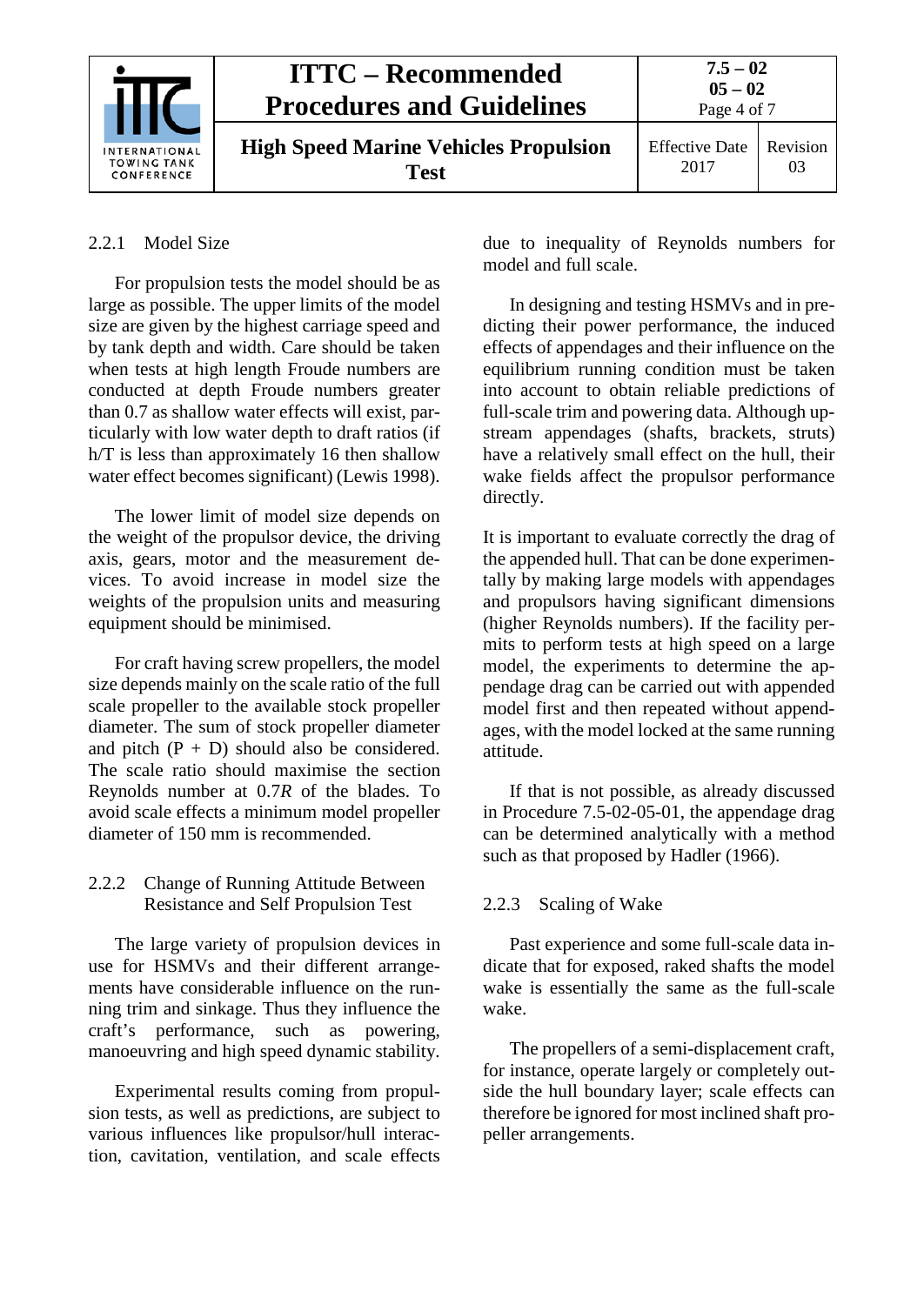#### 2.2.1 Model Size

For propulsion tests the model should be as large as possible. The upper limits of the model size are given by the highest carriage speed and by tank depth and width. Care should be taken when tests at high length Froude numbers are conducted at depth Froude numbers greater than 0.7 as shallow water effects will exist, particularly with low water depth to draft ratios (if h/T is less than approximately 16 then shallow water effect becomes significant) (Lewis 1998).

The lower limit of model size depends on the weight of the propulsor device, the driving axis, gears, motor and the measurement devices. To avoid increase in model size the weights of the propulsion units and measuring equipment should be minimised.

For craft having screw propellers, the model size depends mainly on the scale ratio of the full scale propeller to the available stock propeller diameter. The sum of stock propeller diameter and pitch (P + D) should also be considered. The scale ratio should maximise the section Reynolds number at 0.7*R* of the blades. To avoid scale effects a minimum model propeller diameter of 150 mm is recommended.

#### 2.2.2 Change of Running Attitude Between Resistance and Self Propulsion Test

The large variety of propulsion devices in use for HSMVs and their different arrangements have considerable influence on the running trim and sinkage. Thus they influence the craft's performance, such as powering, manoeuvring and high speed dynamic stability.

Experimental results coming from propulsion tests, as well as predictions, are subject to various influences like propulsor/hull interaction, cavitation, ventilation, and scale effects due to inequality of Reynolds numbers for model and full scale.

In designing and testing HSMVs and in predicting their power performance, the induced effects of appendages and their influence on the equilibrium running condition must be taken into account to obtain reliable predictions of full-scale trim and powering data. Although upstream appendages (shafts, brackets, struts) have a relatively small effect on the hull, their wake fields affect the propulsor performance directly.

It is important to evaluate correctly the drag of the appended hull. That can be done experimentally by making large models with appendages and propulsors having significant dimensions (higher Reynolds numbers). If the facility permits to perform tests at high speed on a large model, the experiments to determine the appendage drag can be carried out with appended model first and then repeated without appendages, with the model locked at the same running attitude.

If that is not possible, as already discussed in Procedure 7.5-02-05-01, the appendage drag can be determined analytically with a method such as that proposed by Hadler (1966).

#### 2.2.3 Scaling of Wake

Past experience and some full-scale data indicate that for exposed, raked shafts the model wake is essentially the same as the full-scale wake.

The propellers of a semi-displacement craft, for instance, operate largely or completely outside the hull boundary layer; scale effects can therefore be ignored for most inclined shaft propeller arrangements.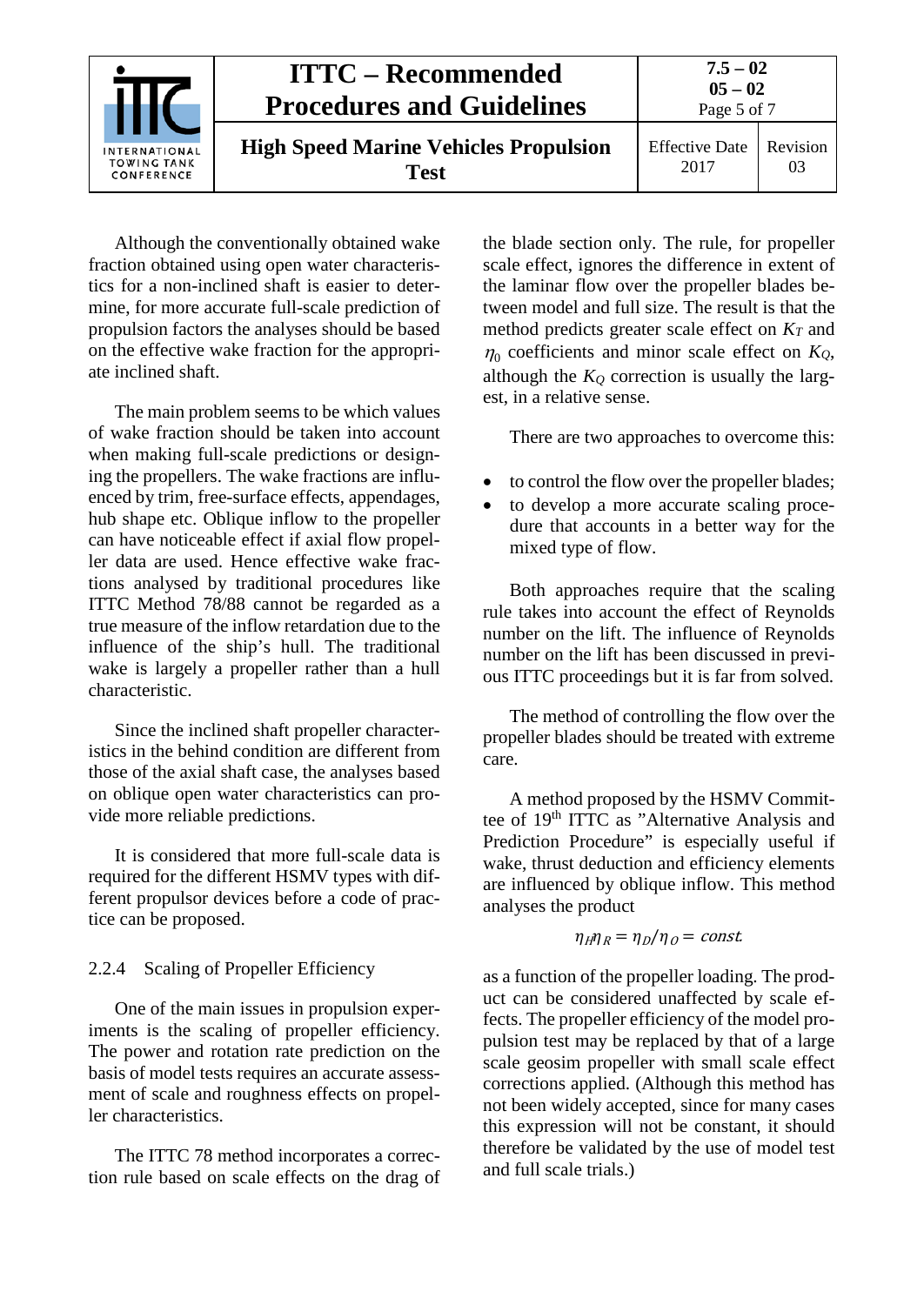Although the conventionally obtained wake fraction obtained using open water characteristics for a non-inclined shaft is easier to determine, for more accurate full-scale prediction of propulsion factors the analyses should be based on the effective wake fraction for the appropriate inclined shaft.

The main problem seems to be which values of wake fraction should be taken into account when making full-scale predictions or designing the propellers. The wake fractions are influenced by trim, free-surface effects, appendages, hub shape etc. Oblique inflow to the propeller can have noticeable effect if axial flow propeller data are used. Hence effective wake fractions analysed by traditional procedures like ITTC Method 78/88 cannot be regarded as a true measure of the inflow retardation due to the influence of the ship's hull. The traditional wake is largely a propeller rather than a hull characteristic.

Since the inclined shaft propeller characteristics in the behind condition are different from those of the axial shaft case, the analyses based on oblique open water characteristics can provide more reliable predictions.

It is considered that more full-scale data is required for the different HSMV types with different propulsor devices before a code of practice can be proposed.

### 2.2.4 Scaling of Propeller Efficiency

One of the main issues in propulsion experiments is the scaling of propeller efficiency. The power and rotation rate prediction on the basis of model tests requires an accurate assessment of scale and roughness effects on propeller characteristics.

The ITTC 78 method incorporates a correction rule based on scale effects on the drag of the blade section only. The rule, for propeller scale effect, ignores the difference in extent of the laminar flow over the propeller blades between model and full size. The result is that the method predicts greater scale effect on $K_T$ and $\eta_0$ coefficients and minor scale effect on $K_Q$, although the $K_Q$ correction is usually the largest, in a relative sense.

There are two approaches to overcome this:

- to control the flow over the propeller blades;
- to develop a more accurate scaling procedure that accounts in a better way for the mixed type of flow.

Both approaches require that the scaling rule takes into account the effect of Reynolds number on the lift. The influence of Reynolds number on the lift has been discussed in previous ITTC proceedings but it is far from solved.

The method of controlling the flow over the propeller blades should be treated with extreme care.

A method proposed by the HSMV Committee of 19th ITTC as "Alternative Analysis and Prediction Procedure" is especially useful if wake, thrust deduction and efficiency elements are influenced by oblique inflow. This method analyses the product

$$\eta_H \eta_R = \eta_D / \eta_O = const.$$

as a function of the propeller loading. The product can be considered unaffected by scale effects. The propeller efficiency of the model propulsion test may be replaced by that of a large scale geosim propeller with small scale effect corrections applied. (Although this method has not been widely accepted, since for many cases this expression will not be constant, it should therefore be validated by the use of model test and full scale trials.)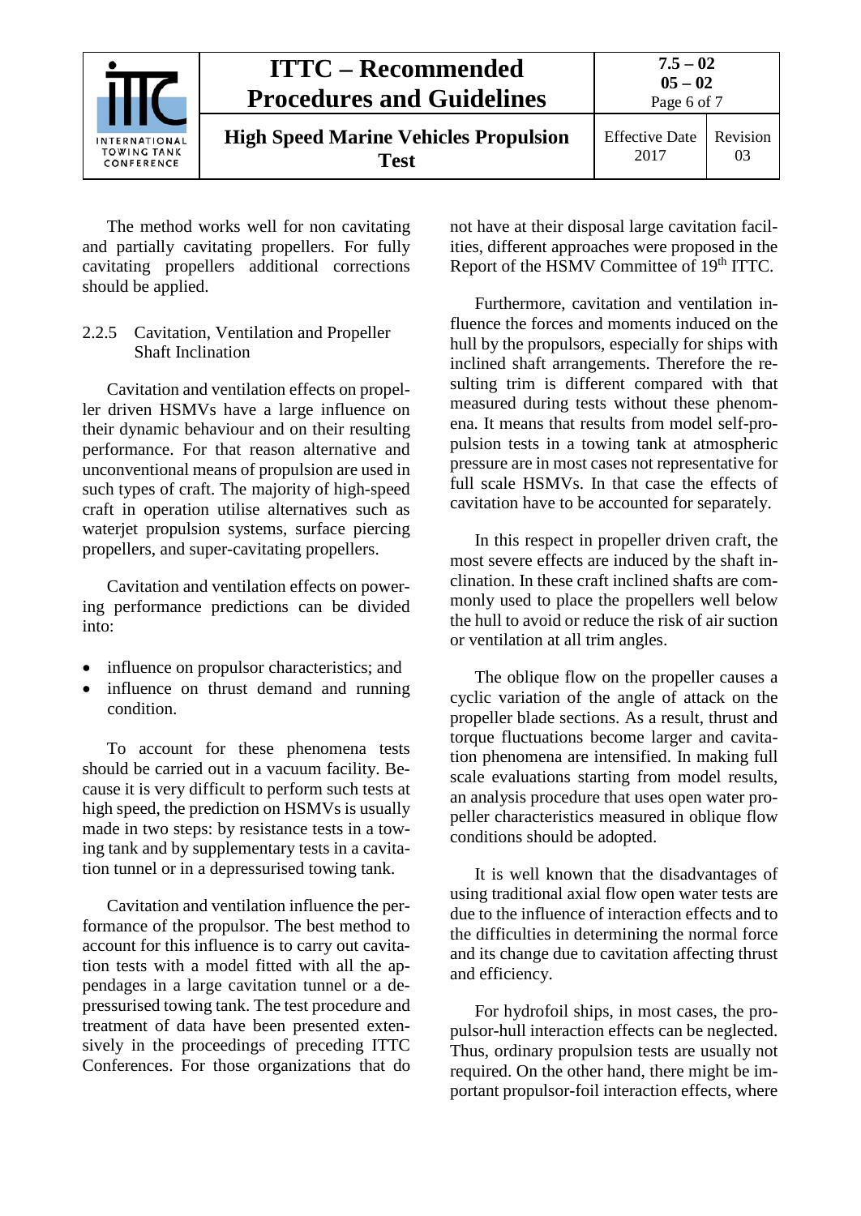The method works well for non cavitating and partially cavitating propellers. For fully cavitating propellers additional corrections should be applied.

### 2.2.5 Cavitation, Ventilation and Propeller Shaft Inclination

Cavitation and ventilation effects on propeller driven HSMVs have a large influence on their dynamic behaviour and on their resulting performance. For that reason alternative and unconventional means of propulsion are used in such types of craft. The majority of high-speed craft in operation utilise alternatives such as waterjet propulsion systems, surface piercing propellers, and super-cavitating propellers.

Cavitation and ventilation effects on powering performance predictions can be divided into:

- influence on propulsor characteristics; and
- influence on thrust demand and running condition.

To account for these phenomena tests should be carried out in a vacuum facility. Because it is very difficult to perform such tests at high speed, the prediction on HSMVs is usually made in two steps: by resistance tests in a towing tank and by supplementary tests in a cavitation tunnel or in a depressurised towing tank.

Cavitation and ventilation influence the performance of the propulsor. The best method to account for this influence is to carry out cavitation tests with a model fitted with all the appendages in a large cavitation tunnel or a depressurised towing tank. The test procedure and treatment of data have been presented extensively in the proceedings of preceding ITTC Conferences. For those organizations that do not have at their disposal large cavitation facilities, different approaches were proposed in the Report of the HSMV Committee of 19th ITTC.

Furthermore, cavitation and ventilation influence the forces and moments induced on the hull by the propulsors, especially for ships with inclined shaft arrangements. Therefore the resulting trim is different compared with that measured during tests without these phenomena. It means that results from model self-propulsion tests in a towing tank at atmospheric pressure are in most cases not representative for full scale HSMVs. In that case the effects of cavitation have to be accounted for separately.

In this respect in propeller driven craft, the most severe effects are induced by the shaft inclination. In these craft inclined shafts are commonly used to place the propellers well below the hull to avoid or reduce the risk of air suction or ventilation at all trim angles.

The oblique flow on the propeller causes a cyclic variation of the angle of attack on the propeller blade sections. As a result, thrust and torque fluctuations become larger and cavitation phenomena are intensified. In making full scale evaluations starting from model results, an analysis procedure that uses open water propeller characteristics measured in oblique flow conditions should be adopted.

It is well known that the disadvantages of using traditional axial flow open water tests are due to the influence of interaction effects and to the difficulties in determining the normal force and its change due to cavitation affecting thrust and efficiency.

For hydrofoil ships, in most cases, the propulsor-hull interaction effects can be neglected. Thus, ordinary propulsion tests are usually not required. On the other hand, there might be important propulsor-foil interaction effects, where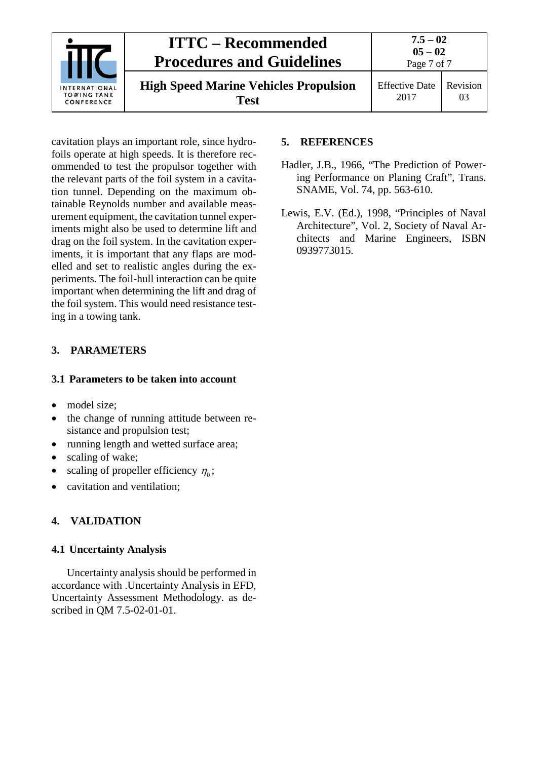cavitation plays an important role, since hydrofoils operate at high speeds. It is therefore recommended to test the propulsor together with the relevant parts of the foil system in a cavitation tunnel. Depending on the maximum obtainable Reynolds number and available measurement equipment, the cavitation tunnel experiments might also be used to determine lift and drag on the foil system. In the cavitation experiments, it is important that any flaps are modelled and set to realistic angles during the experiments. The foil-hull interaction can be quite important when determining the lift and drag of the foil system. This would need resistance testing in a towing tank.

## 3. PARAMETERS

### 3.1 Parameters to be taken into account

- model size;
- the change of running attitude between resistance and propulsion test;
- running length and wetted surface area;
- scaling of wake;
- scaling of propeller efficiency $\eta_0$;
- cavitation and ventilation;

## 4. VALIDATION

### 4.1 Uncertainty Analysis

Uncertainty analysis should be performed in accordance with .Uncertainty Analysis in EFD, Uncertainty Assessment Methodology. as described in QM 7.5-02-01-01.

## 5. REFERENCES

Hadler, J.B., 1966, "The Prediction of Powering Performance on Planing Craft", Trans. SNAME, Vol. 74, pp. 563-610.

Lewis, E.V. (Ed.), 1998, "Principles of Naval Architecture", Vol. 2, Society of Naval Architects and Marine Engineers, ISBN 0939773015.